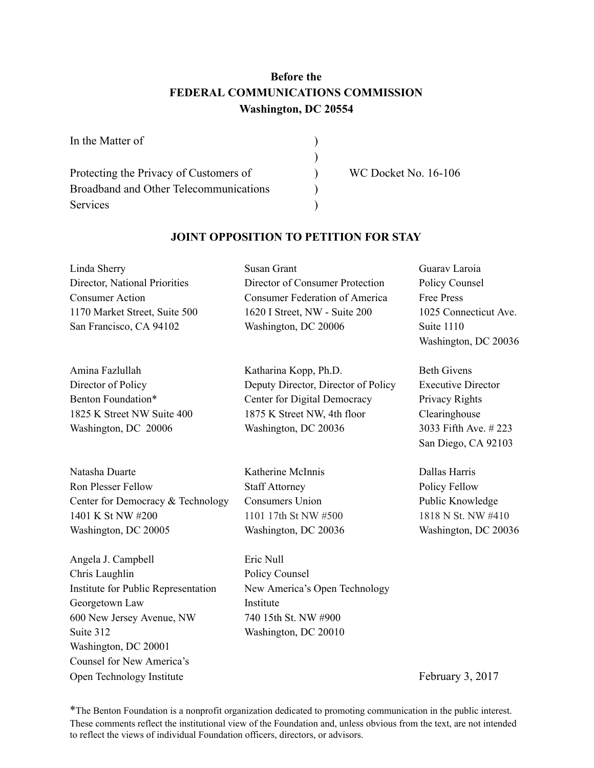**Before the**
**FEDERAL COMMUNICATIONS COMMISSION**
**Washington, DC 20554**

| | | |
|---|---|---|
| In the Matter of | ) | |
| | ) | |
| Protecting the Privacy of Customers of | ) | WC Docket No. 16-106 |
| Broadband and Other Telecommunications | ) | |
| Services | ) | |

**JOINT OPPOSITION TO PETITION FOR STAY**

Linda Sherry
Director, National Priorities
Consumer Action
1170 Market Street, Suite 500
San Francisco, CA 94102

Susan Grant
Director of Consumer Protection
Consumer Federation of America
1620 I Street, NW - Suite 200
Washington, DC 20006

Guarav Laroia
Policy Counsel
Free Press
1025 Connecticut Ave.
Suite 1110
Washington, DC 20036

Amina Fazlullah
Director of Policy
Benton Foundation*
1825 K Street NW Suite 400
Washington, DC 20006

Katharina Kopp, Ph.D.
Deputy Director, Director of Policy
Center for Digital Democracy
1875 K Street NW, 4th floor
Washington, DC 20036

Beth Givens
Executive Director
Privacy Rights
Clearinghouse
3033 Fifth Ave. # 223
San Diego, CA 92103

Natasha Duarte
Ron Plesser Fellow
Center for Democracy & Technology
1401 K St NW #200
Washington, DC 20005

Katherine McInnis
Staff Attorney
Consumers Union
1101 17th St NW #500
Washington, DC 20036

Dallas Harris
Policy Fellow
Public Knowledge
1818 N St. NW #410
Washington, DC 20036

Angela J. Campbell
Chris Laughlin
Institute for Public Representation
Georgetown Law
600 New Jersey Avenue, NW
Suite 312
Washington, DC 20001
Counsel for New America's
Open Technology Institute

Eric Null
Policy Counsel
New America's Open Technology
Institute
740 15th St. NW #900
Washington, DC 20010

February 3, 2017

*The Benton Foundation is a nonprofit organization dedicated to promoting communication in the public interest. These comments reflect the institutional view of the Foundation and, unless obvious from the text, are not intended to reflect the views of individual Foundation officers, directors, or advisors.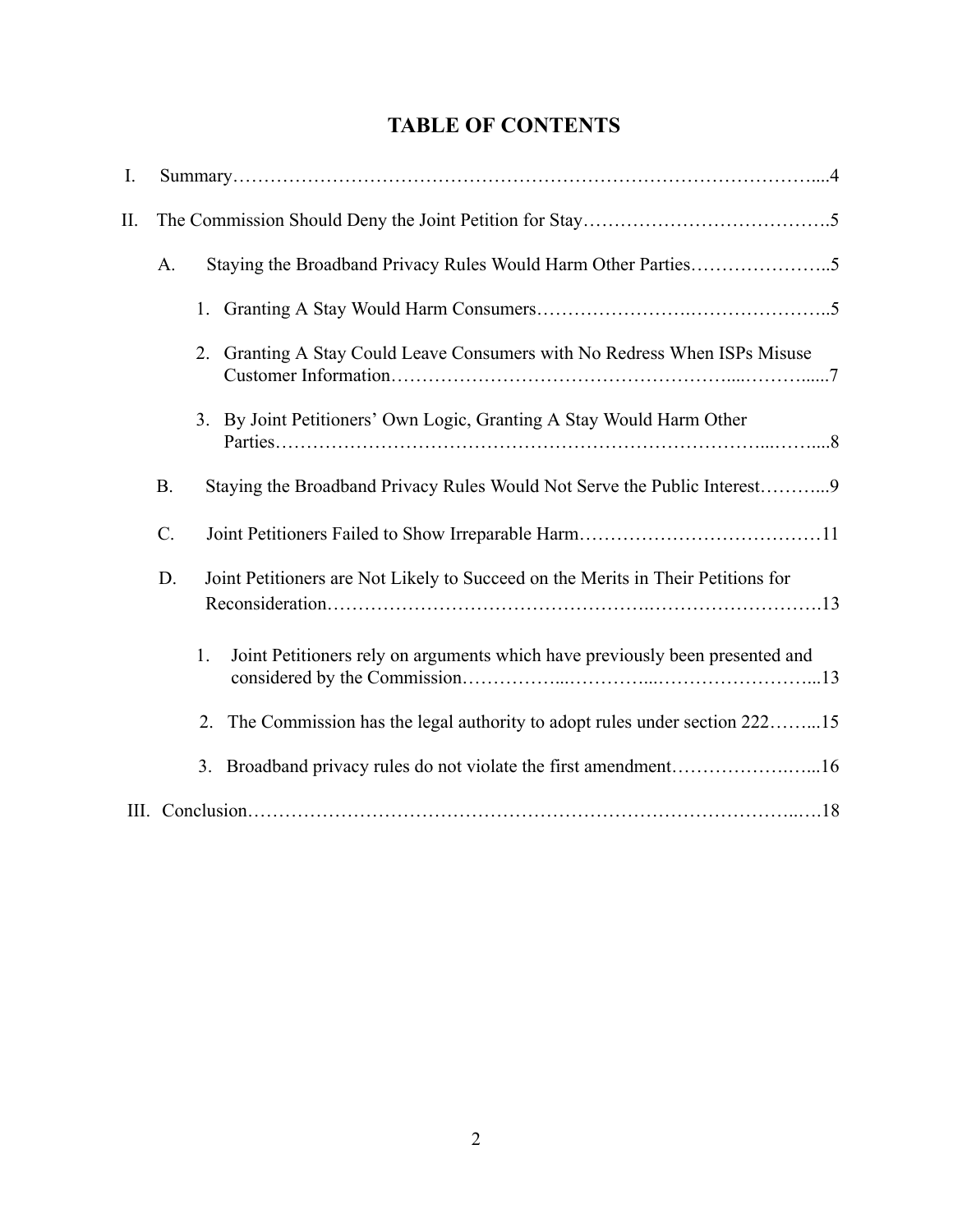# TABLE OF CONTENTS

I. Summary....4

II. The Commission Should Deny the Joint Petition for Stay....5

- A. Staying the Broadband Privacy Rules Would Harm Other Parties....5
  - 1. Granting A Stay Would Harm Consumers....5
  - 2. Granting A Stay Could Leave Consumers with No Redress When ISPs Misuse Customer Information....7
  - 3. By Joint Petitioners' Own Logic, Granting A Stay Would Harm Other Parties....8
- B. Staying the Broadband Privacy Rules Would Not Serve the Public Interest....9
- C. Joint Petitioners Failed to Show Irreparable Harm....11
- D. Joint Petitioners are Not Likely to Succeed on the Merits in Their Petitions for Reconsideration....13
  - 1. Joint Petitioners rely on arguments which have previously been presented and considered by the Commission....13
  - 2. The Commission has the legal authority to adopt rules under section 222....15
  - 3. Broadband privacy rules do not violate the first amendment....16

III. Conclusion....18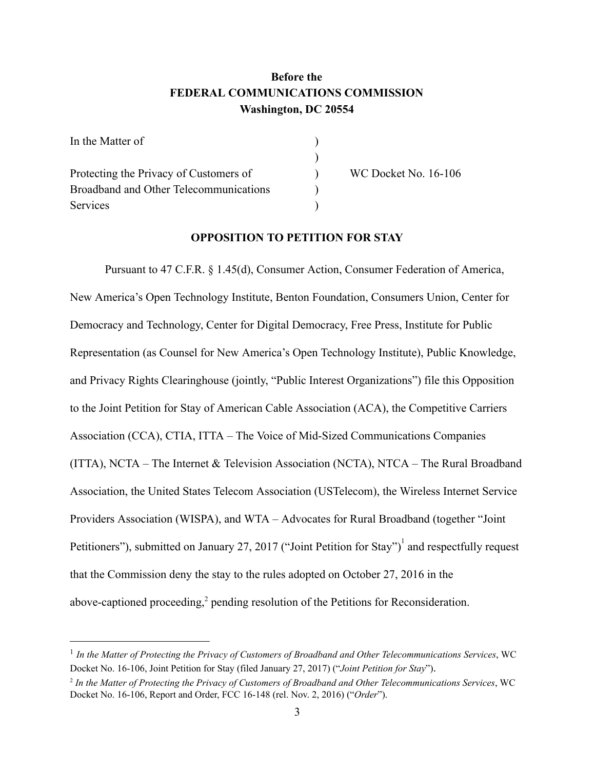**Before the**
**FEDERAL COMMUNICATIONS COMMISSION**
**Washington, DC 20554**

| | | |
|---|---|---|
| In the Matter of | ) | |
| | ) | |
| Protecting the Privacy of Customers of | ) | WC Docket No. 16-106 |
| Broadband and Other Telecommunications | ) | |
| Services | ) | |

**OPPOSITION TO PETITION FOR STAY**

Pursuant to 47 C.F.R. § 1.45(d), Consumer Action, Consumer Federation of America, New America's Open Technology Institute, Benton Foundation, Consumers Union, Center for Democracy and Technology, Center for Digital Democracy, Free Press, Institute for Public Representation (as Counsel for New America's Open Technology Institute), Public Knowledge, and Privacy Rights Clearinghouse (jointly, "Public Interest Organizations") file this Opposition to the Joint Petition for Stay of American Cable Association (ACA), the Competitive Carriers Association (CCA), CTIA, ITTA – The Voice of Mid-Sized Communications Companies (ITTA), NCTA – The Internet & Television Association (NCTA), NTCA – The Rural Broadband Association, the United States Telecom Association (USTelecom), the Wireless Internet Service Providers Association (WISPA), and WTA – Advocates for Rural Broadband (together "Joint Petitioners"), submitted on January 27, 2017 ("Joint Petition for Stay")[1] and respectfully request that the Commission deny the stay to the rules adopted on October 27, 2016 in the above-captioned proceeding,[2] pending resolution of the Petitions for Reconsideration.

---

[1] *In the Matter of Protecting the Privacy of Customers of Broadband and Other Telecommunications Services*, WC Docket No. 16-106, Joint Petition for Stay (filed January 27, 2017) ("*Joint Petition for Stay*").

[2] *In the Matter of Protecting the Privacy of Customers of Broadband and Other Telecommunications Services*, WC Docket No. 16-106, Report and Order, FCC 16-148 (rel. Nov. 2, 2016) ("*Order*").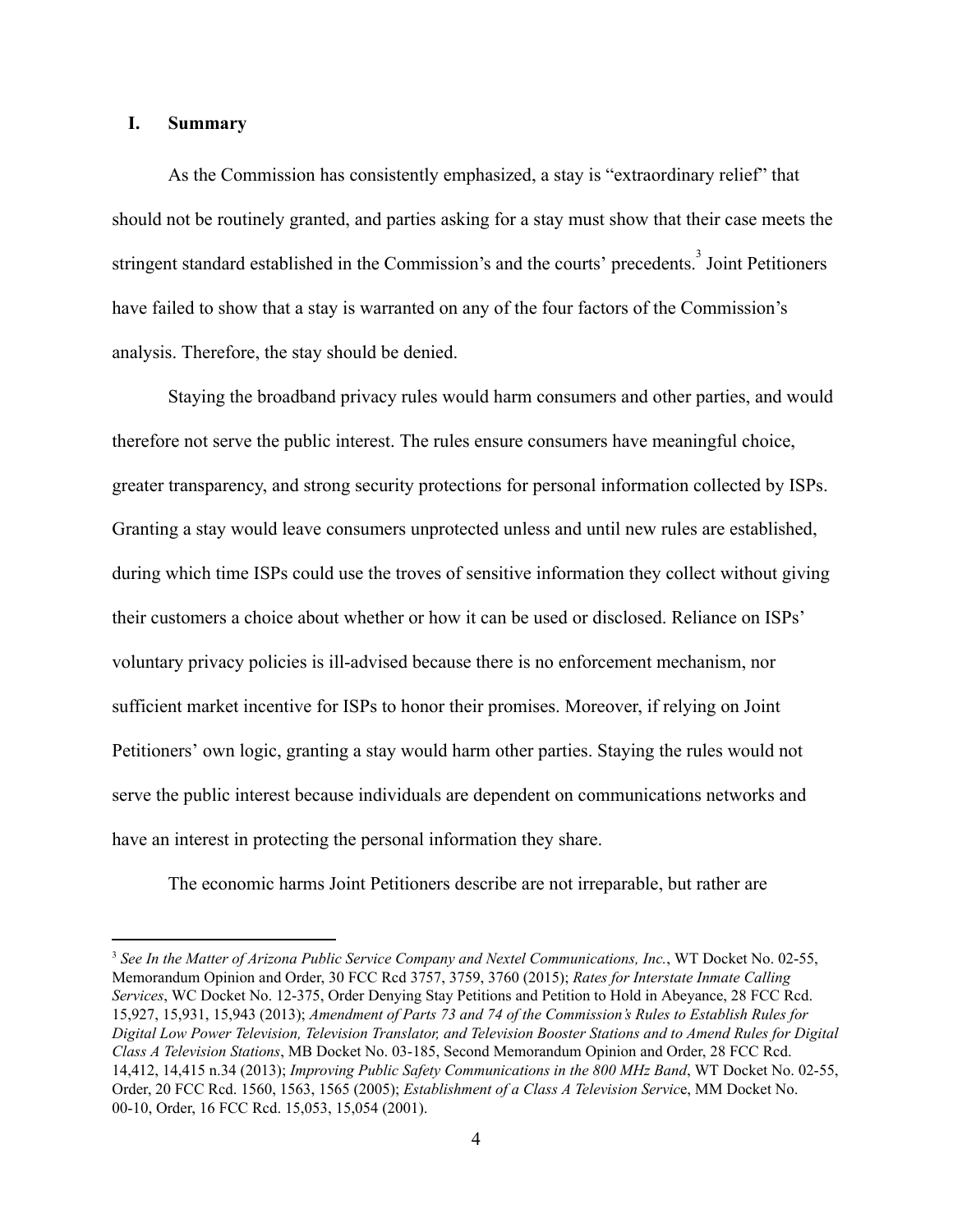## I. Summary

As the Commission has consistently emphasized, a stay is "extraordinary relief" that should not be routinely granted, and parties asking for a stay must show that their case meets the stringent standard established in the Commission's and the courts' precedents.[3] Joint Petitioners have failed to show that a stay is warranted on any of the four factors of the Commission's analysis. Therefore, the stay should be denied.

Staying the broadband privacy rules would harm consumers and other parties, and would therefore not serve the public interest. The rules ensure consumers have meaningful choice, greater transparency, and strong security protections for personal information collected by ISPs. Granting a stay would leave consumers unprotected unless and until new rules are established, during which time ISPs could use the troves of sensitive information they collect without giving their customers a choice about whether or how it can be used or disclosed. Reliance on ISPs' voluntary privacy policies is ill-advised because there is no enforcement mechanism, nor sufficient market incentive for ISPs to honor their promises. Moreover, if relying on Joint Petitioners' own logic, granting a stay would harm other parties. Staying the rules would not serve the public interest because individuals are dependent on communications networks and have an interest in protecting the personal information they share.

The economic harms Joint Petitioners describe are not irreparable, but rather are

---

[3] *See In the Matter of Arizona Public Service Company and Nextel Communications, Inc.*, WT Docket No. 02-55, Memorandum Opinion and Order, 30 FCC Rcd 3757, 3759, 3760 (2015); *Rates for Interstate Inmate Calling Services*, WC Docket No. 12-375, Order Denying Stay Petitions and Petition to Hold in Abeyance, 28 FCC Rcd. 15,927, 15,931, 15,943 (2013); *Amendment of Parts 73 and 74 of the Commission's Rules to Establish Rules for Digital Low Power Television, Television Translator, and Television Booster Stations and to Amend Rules for Digital Class A Television Stations*, MB Docket No. 03-185, Second Memorandum Opinion and Order, 28 FCC Rcd. 14,412, 14,415 n.34 (2013); *Improving Public Safety Communications in the 800 MHz Band*, WT Docket No. 02-55, Order, 20 FCC Rcd. 1560, 1563, 1565 (2005); *Establishment of a Class A Television Servic*e, MM Docket No. 00-10, Order, 16 FCC Rcd. 15,053, 15,054 (2001).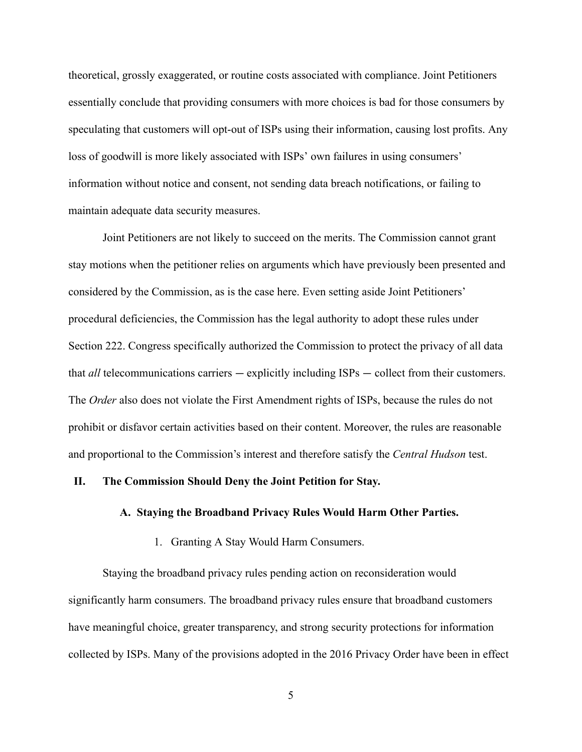theoretical, grossly exaggerated, or routine costs associated with compliance. Joint Petitioners essentially conclude that providing consumers with more choices is bad for those consumers by speculating that customers will opt-out of ISPs using their information, causing lost profits. Any loss of goodwill is more likely associated with ISPs' own failures in using consumers' information without notice and consent, not sending data breach notifications, or failing to maintain adequate data security measures.

Joint Petitioners are not likely to succeed on the merits. The Commission cannot grant stay motions when the petitioner relies on arguments which have previously been presented and considered by the Commission, as is the case here. Even setting aside Joint Petitioners' procedural deficiencies, the Commission has the legal authority to adopt these rules under Section 222. Congress specifically authorized the Commission to protect the privacy of all data that *all* telecommunications carriers ─ explicitly including ISPs ─ collect from their customers. The *Order* also does not violate the First Amendment rights of ISPs, because the rules do not prohibit or disfavor certain activities based on their content. Moreover, the rules are reasonable and proportional to the Commission's interest and therefore satisfy the *Central Hudson* test.

## II. The Commission Should Deny the Joint Petition for Stay.

### A. Staying the Broadband Privacy Rules Would Harm Other Parties.

#### 1. Granting A Stay Would Harm Consumers.

Staying the broadband privacy rules pending action on reconsideration would significantly harm consumers. The broadband privacy rules ensure that broadband customers have meaningful choice, greater transparency, and strong security protections for information collected by ISPs. Many of the provisions adopted in the 2016 Privacy Order have been in effect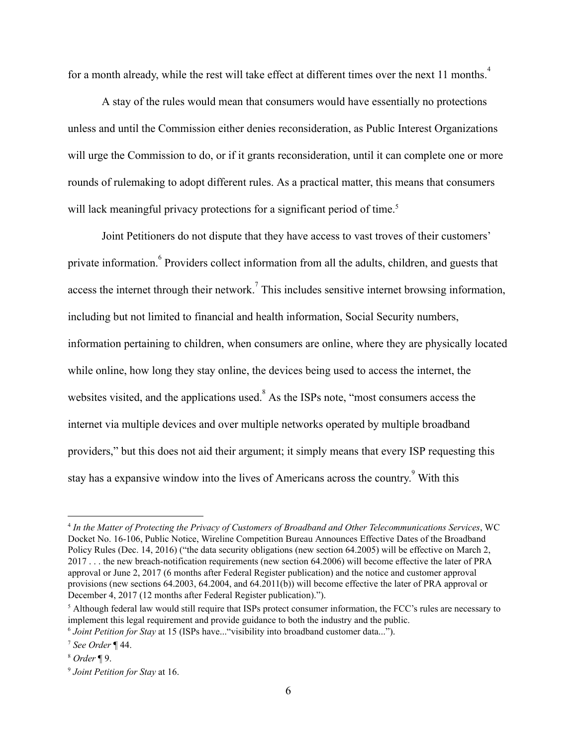for a month already, while the rest will take effect at different times over the next 11 months.[4]

A stay of the rules would mean that consumers would have essentially no protections unless and until the Commission either denies reconsideration, as Public Interest Organizations will urge the Commission to do, or if it grants reconsideration, until it can complete one or more rounds of rulemaking to adopt different rules. As a practical matter, this means that consumers will lack meaningful privacy protections for a significant period of time.[5]

Joint Petitioners do not dispute that they have access to vast troves of their customers' private information.[6] Providers collect information from all the adults, children, and guests that access the internet through their network.[7] This includes sensitive internet browsing information, including but not limited to financial and health information, Social Security numbers, information pertaining to children, when consumers are online, where they are physically located while online, how long they stay online, the devices being used to access the internet, the websites visited, and the applications used.[8] As the ISPs note, "most consumers access the internet via multiple devices and over multiple networks operated by multiple broadband providers," but this does not aid their argument; it simply means that every ISP requesting this stay has a expansive window into the lives of Americans across the country.[9] With this

---

[4] *In the Matter of Protecting the Privacy of Customers of Broadband and Other Telecommunications Services*, WC Docket No. 16-106, Public Notice, Wireline Competition Bureau Announces Effective Dates of the Broadband Policy Rules (Dec. 14, 2016) ("the data security obligations (new section 64.2005) will be effective on March 2, 2017 . . . the new breach-notification requirements (new section 64.2006) will become effective the later of PRA approval or June 2, 2017 (6 months after Federal Register publication) and the notice and customer approval provisions (new sections 64.2003, 64.2004, and 64.2011(b)) will become effective the later of PRA approval or December 4, 2017 (12 months after Federal Register publication).").

[5] Although federal law would still require that ISPs protect consumer information, the FCC's rules are necessary to implement this legal requirement and provide guidance to both the industry and the public.

[6] *Joint Petition for Stay* at 15 (ISPs have..."visibility into broadband customer data...").

[7] *See Order* ¶ 44.

[8] *Order* ¶ 9.

[9] *Joint Petition for Stay* at 16.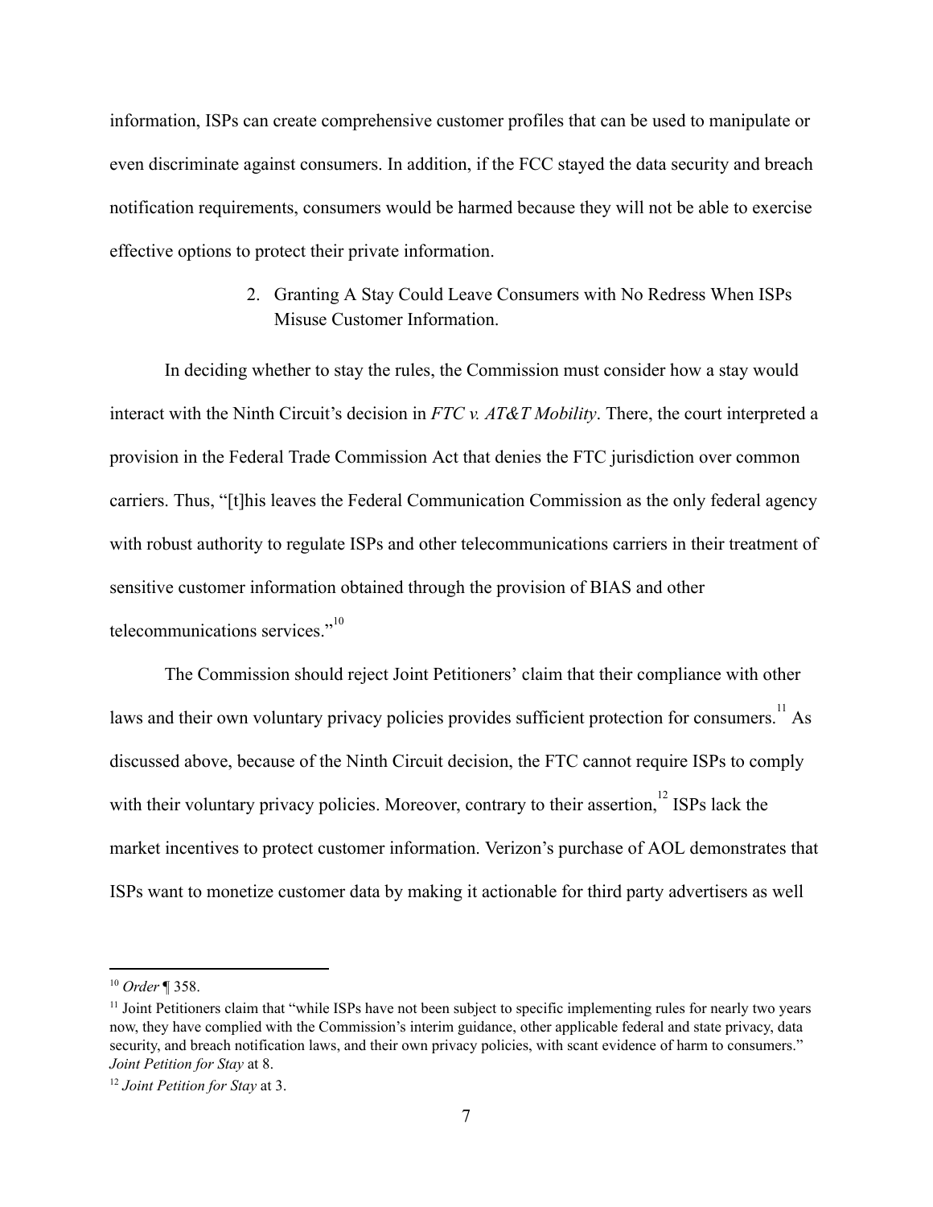information, ISPs can create comprehensive customer profiles that can be used to manipulate or even discriminate against consumers. In addition, if the FCC stayed the data security and breach notification requirements, consumers would be harmed because they will not be able to exercise effective options to protect their private information.

### 2. Granting A Stay Could Leave Consumers with No Redress When ISPs Misuse Customer Information.

In deciding whether to stay the rules, the Commission must consider how a stay would interact with the Ninth Circuit's decision in *FTC v. AT&T Mobility*. There, the court interpreted a provision in the Federal Trade Commission Act that denies the FTC jurisdiction over common carriers. Thus, "[t]his leaves the Federal Communication Commission as the only federal agency with robust authority to regulate ISPs and other telecommunications carriers in their treatment of sensitive customer information obtained through the provision of BIAS and other telecommunications services."[10]

The Commission should reject Joint Petitioners' claim that their compliance with other laws and their own voluntary privacy policies provides sufficient protection for consumers.[11] As discussed above, because of the Ninth Circuit decision, the FTC cannot require ISPs to comply with their voluntary privacy policies. Moreover, contrary to their assertion,[12] ISPs lack the market incentives to protect customer information. Verizon's purchase of AOL demonstrates that ISPs want to monetize customer data by making it actionable for third party advertisers as well

---

[10] *Order* ¶ 358.

[11] Joint Petitioners claim that "while ISPs have not been subject to specific implementing rules for nearly two years now, they have complied with the Commission's interim guidance, other applicable federal and state privacy, data security, and breach notification laws, and their own privacy policies, with scant evidence of harm to consumers." *Joint Petition for Stay* at 8.

[12] *Joint Petition for Stay* at 3.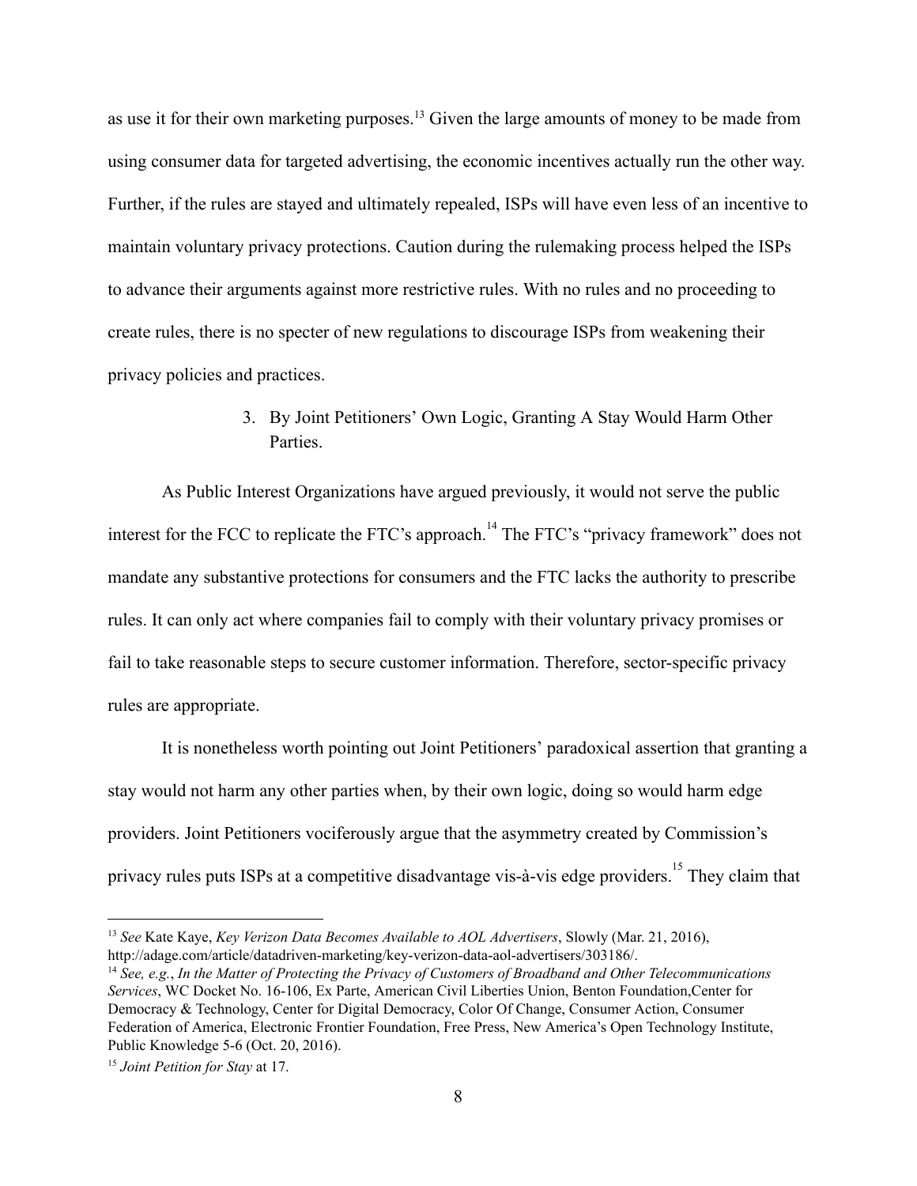as use it for their own marketing purposes.[13] Given the large amounts of money to be made from using consumer data for targeted advertising, the economic incentives actually run the other way. Further, if the rules are stayed and ultimately repealed, ISPs will have even less of an incentive to maintain voluntary privacy protections. Caution during the rulemaking process helped the ISPs to advance their arguments against more restrictive rules. With no rules and no proceeding to create rules, there is no specter of new regulations to discourage ISPs from weakening their privacy policies and practices.

3. By Joint Petitioners' Own Logic, Granting A Stay Would Harm Other Parties.

As Public Interest Organizations have argued previously, it would not serve the public interest for the FCC to replicate the FTC's approach.[14] The FTC's "privacy framework" does not mandate any substantive protections for consumers and the FTC lacks the authority to prescribe rules. It can only act where companies fail to comply with their voluntary privacy promises or fail to take reasonable steps to secure customer information. Therefore, sector-specific privacy rules are appropriate.

It is nonetheless worth pointing out Joint Petitioners' paradoxical assertion that granting a stay would not harm any other parties when, by their own logic, doing so would harm edge providers. Joint Petitioners vociferously argue that the asymmetry created by Commission's privacy rules puts ISPs at a competitive disadvantage vis-à-vis edge providers.[15] They claim that

---

[13] *See* Kate Kaye, *Key Verizon Data Becomes Available to AOL Advertisers*, Slowly (Mar. 21, 2016), http://adage.com/article/datadriven-marketing/key-verizon-data-aol-advertisers/303186/.

[14] *See, e.g.*, *In the Matter of Protecting the Privacy of Customers of Broadband and Other Telecommunications Services*, WC Docket No. 16-106, Ex Parte, American Civil Liberties Union, Benton Foundation,Center for Democracy & Technology, Center for Digital Democracy, Color Of Change, Consumer Action, Consumer Federation of America, Electronic Frontier Foundation, Free Press, New America's Open Technology Institute, Public Knowledge 5-6 (Oct. 20, 2016).

[15] *Joint Petition for Stay* at 17.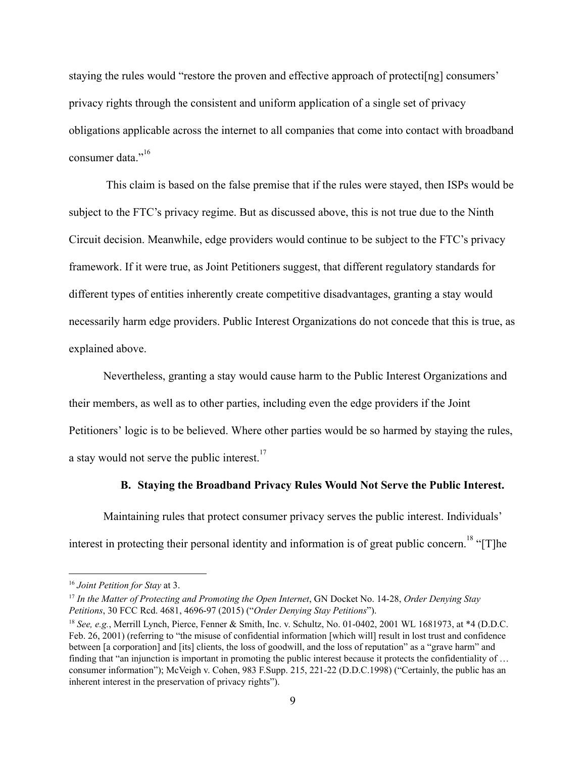staying the rules would "restore the proven and effective approach of protecti[ng] consumers' privacy rights through the consistent and uniform application of a single set of privacy obligations applicable across the internet to all companies that come into contact with broadband consumer data."[16]

This claim is based on the false premise that if the rules were stayed, then ISPs would be subject to the FTC's privacy regime. But as discussed above, this is not true due to the Ninth Circuit decision. Meanwhile, edge providers would continue to be subject to the FTC's privacy framework. If it were true, as Joint Petitioners suggest, that different regulatory standards for different types of entities inherently create competitive disadvantages, granting a stay would necessarily harm edge providers. Public Interest Organizations do not concede that this is true, as explained above.

Nevertheless, granting a stay would cause harm to the Public Interest Organizations and their members, as well as to other parties, including even the edge providers if the Joint Petitioners' logic is to be believed. Where other parties would be so harmed by staying the rules, a stay would not serve the public interest.[17]

### B. Staying the Broadband Privacy Rules Would Not Serve the Public Interest.

Maintaining rules that protect consumer privacy serves the public interest. Individuals' interest in protecting their personal identity and information is of great public concern.[18] "[T]he

---

[16] *Joint Petition for Stay* at 3.

[17] *In the Matter of Protecting and Promoting the Open Internet*, GN Docket No. 14-28, *Order Denying Stay Petitions*, 30 FCC Rcd. 4681, 4696-97 (2015) ("*Order Denying Stay Petitions*").

[18] *See, e.g.*, Merrill Lynch, Pierce, Fenner & Smith, Inc. v. Schultz, No. 01-0402, 2001 WL 1681973, at *4 (D.D.C. Feb. 26, 2001) (referring to "the misuse of confidential information [which will] result in lost trust and confidence between [a corporation] and [its] clients, the loss of goodwill, and the loss of reputation" as a "grave harm" and finding that "an injunction is important in promoting the public interest because it protects the confidentiality of … consumer information"); McVeigh v. Cohen, 983 F.Supp. 215, 221-22 (D.D.C.1998) ("Certainly, the public has an inherent interest in the preservation of privacy rights").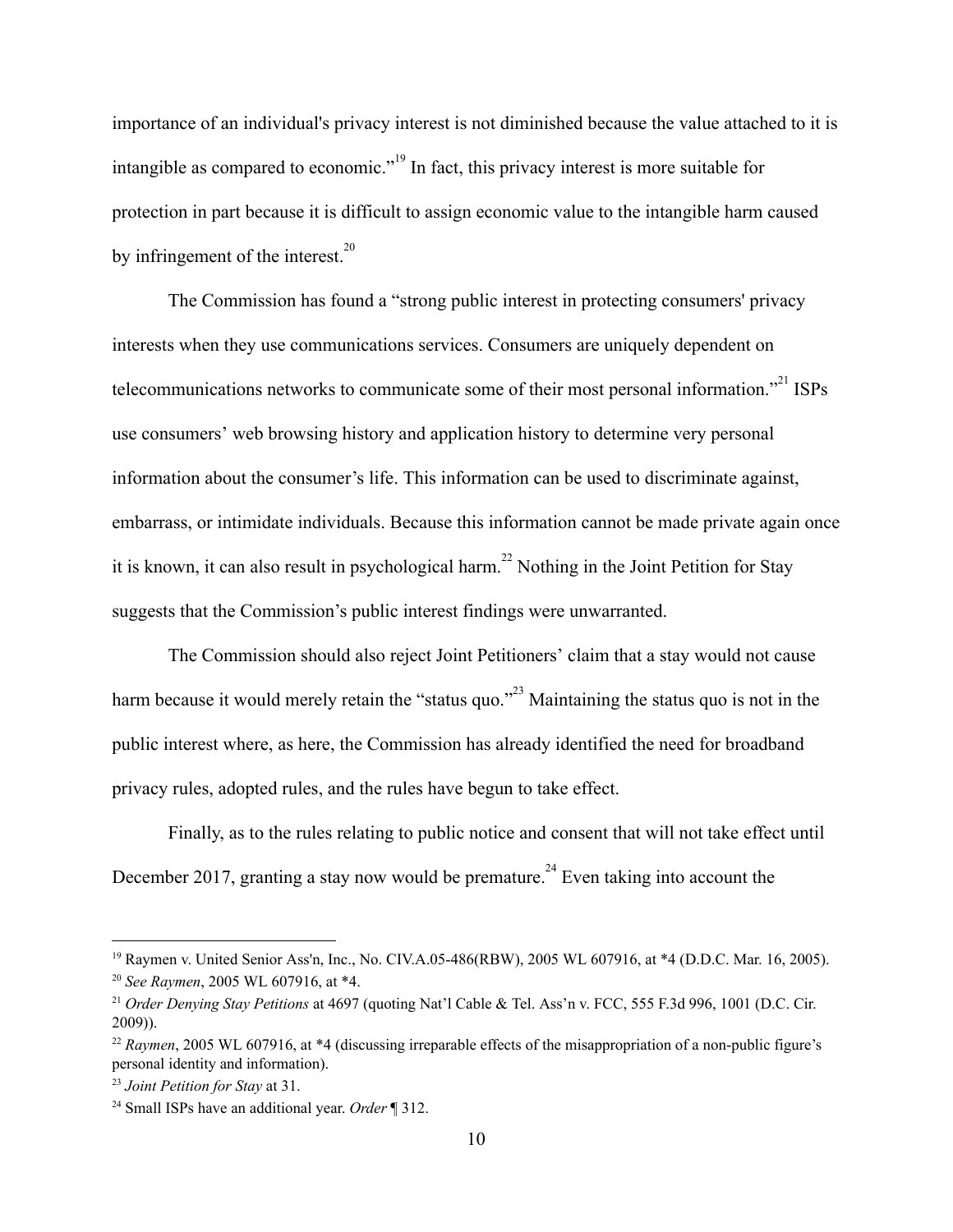importance of an individual's privacy interest is not diminished because the value attached to it is intangible as compared to economic."[19] In fact, this privacy interest is more suitable for protection in part because it is difficult to assign economic value to the intangible harm caused by infringement of the interest.[20]

The Commission has found a "strong public interest in protecting consumers' privacy interests when they use communications services. Consumers are uniquely dependent on telecommunications networks to communicate some of their most personal information."[21] ISPs use consumers' web browsing history and application history to determine very personal information about the consumer's life. This information can be used to discriminate against, embarrass, or intimidate individuals. Because this information cannot be made private again once it is known, it can also result in psychological harm.[22] Nothing in the Joint Petition for Stay suggests that the Commission's public interest findings were unwarranted.

The Commission should also reject Joint Petitioners' claim that a stay would not cause harm because it would merely retain the "status quo."[23] Maintaining the status quo is not in the public interest where, as here, the Commission has already identified the need for broadband privacy rules, adopted rules, and the rules have begun to take effect.

Finally, as to the rules relating to public notice and consent that will not take effect until December 2017, granting a stay now would be premature.[24] Even taking into account the

---

[19] Raymen v. United Senior Ass'n, Inc., No. CIV.A.05-486(RBW), 2005 WL 607916, at *4 (D.D.C. Mar. 16, 2005).

[20] *See Raymen*, 2005 WL 607916, at *4.

[21] *Order Denying Stay Petitions* at 4697 (quoting Nat'l Cable & Tel. Ass'n v. FCC, 555 F.3d 996, 1001 (D.C. Cir. 2009)).

[22] *Raymen*, 2005 WL 607916, at *4 (discussing irreparable effects of the misappropriation of a non-public figure's personal identity and information).

[23] *Joint Petition for Stay* at 31.

[24] Small ISPs have an additional year. *Order* ¶ 312.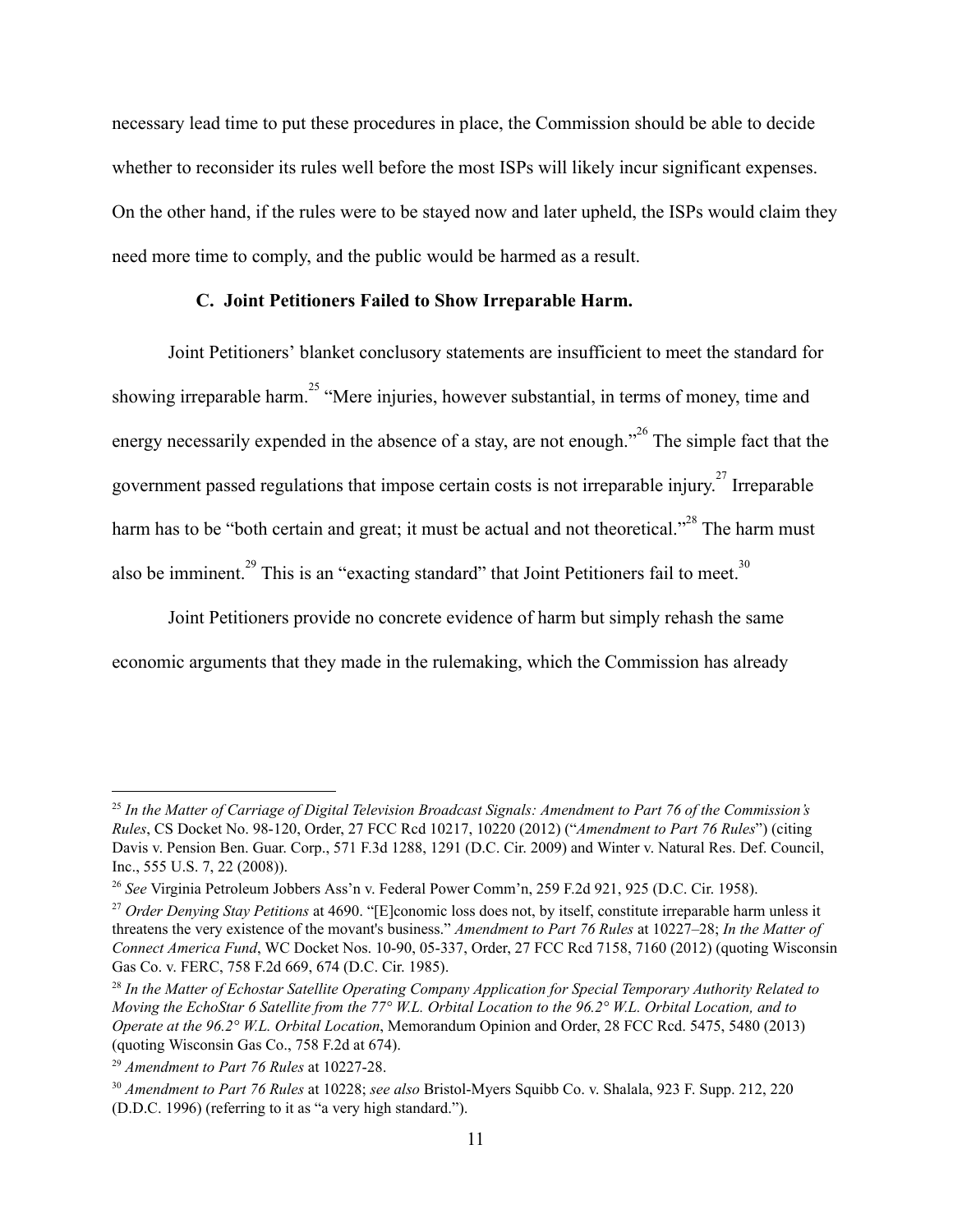necessary lead time to put these procedures in place, the Commission should be able to decide whether to reconsider its rules well before the most ISPs will likely incur significant expenses. On the other hand, if the rules were to be stayed now and later upheld, the ISPs would claim they need more time to comply, and the public would be harmed as a result.

### C. Joint Petitioners Failed to Show Irreparable Harm.

Joint Petitioners' blanket conclusory statements are insufficient to meet the standard for showing irreparable harm.[25] "Mere injuries, however substantial, in terms of money, time and energy necessarily expended in the absence of a stay, are not enough."[26] The simple fact that the government passed regulations that impose certain costs is not irreparable injury.[27] Irreparable harm has to be "both certain and great; it must be actual and not theoretical."[28] The harm must also be imminent.[29] This is an "exacting standard" that Joint Petitioners fail to meet.[30]

Joint Petitioners provide no concrete evidence of harm but simply rehash the same economic arguments that they made in the rulemaking, which the Commission has already

---

[25] *In the Matter of Carriage of Digital Television Broadcast Signals: Amendment to Part 76 of the Commission's Rules*, CS Docket No. 98-120, Order, 27 FCC Rcd 10217, 10220 (2012) ("*Amendment to Part 76 Rules*") (citing Davis v. Pension Ben. Guar. Corp., 571 F.3d 1288, 1291 (D.C. Cir. 2009) and Winter v. Natural Res. Def. Council, Inc., 555 U.S. 7, 22 (2008)).

[26] *See* Virginia Petroleum Jobbers Ass'n v. Federal Power Comm'n, 259 F.2d 921, 925 (D.C. Cir. 1958).

[27] *Order Denying Stay Petitions* at 4690. "[E]conomic loss does not, by itself, constitute irreparable harm unless it threatens the very existence of the movant's business." *Amendment to Part 76 Rules* at 10227–28; *In the Matter of Connect America Fund*, WC Docket Nos. 10-90, 05-337, Order, 27 FCC Rcd 7158, 7160 (2012) (quoting Wisconsin Gas Co. v. FERC, 758 F.2d 669, 674 (D.C. Cir. 1985).

[28] *In the Matter of Echostar Satellite Operating Company Application for Special Temporary Authority Related to Moving the EchoStar 6 Satellite from the 77° W.L. Orbital Location to the 96.2° W.L. Orbital Location, and to Operate at the 96.2° W.L. Orbital Location*, Memorandum Opinion and Order, 28 FCC Rcd. 5475, 5480 (2013) (quoting Wisconsin Gas Co., 758 F.2d at 674).

[29] *Amendment to Part 76 Rules* at 10227-28.

[30] *Amendment to Part 76 Rules* at 10228; *see also* Bristol-Myers Squibb Co. v. Shalala, 923 F. Supp. 212, 220 (D.D.C. 1996) (referring to it as "a very high standard.").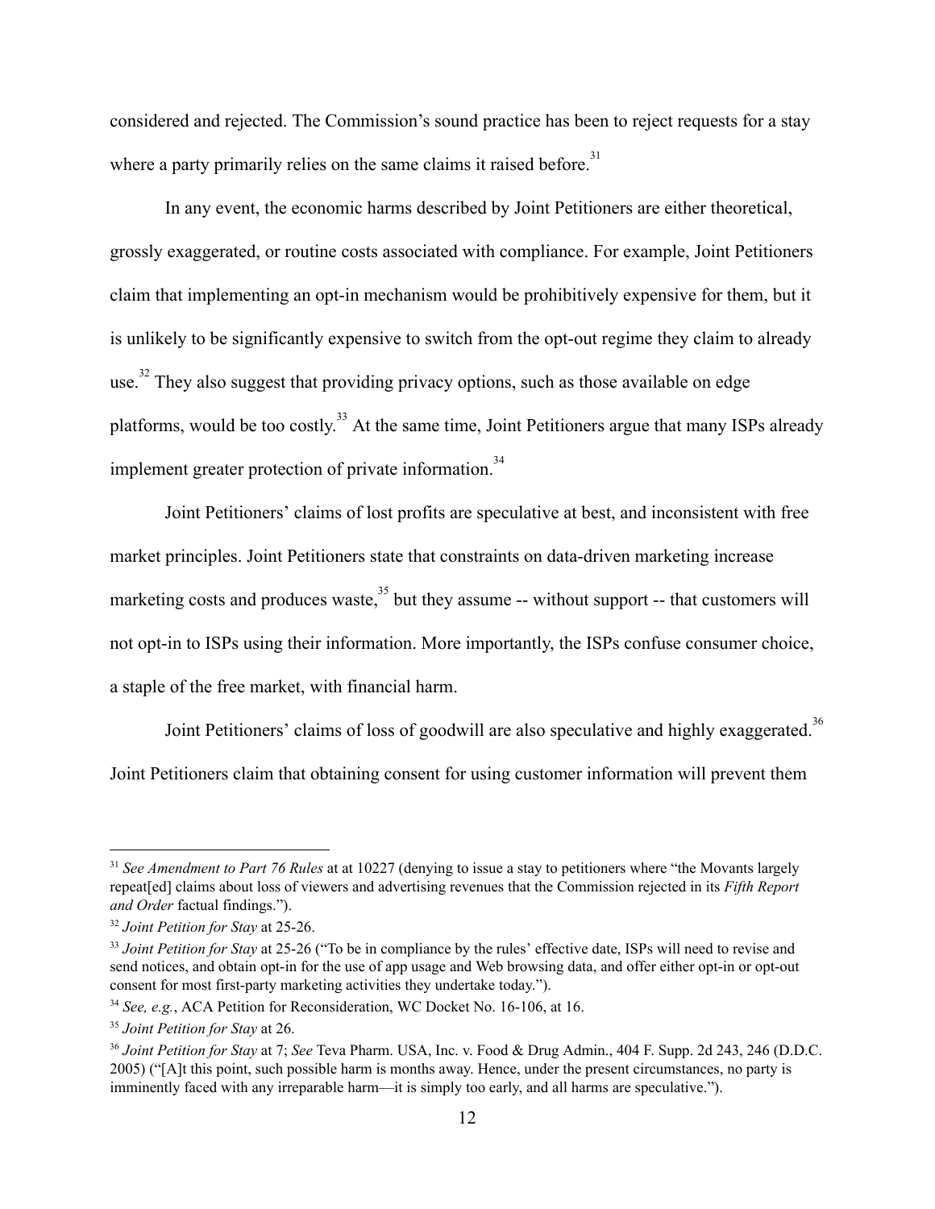considered and rejected. The Commission's sound practice has been to reject requests for a stay where a party primarily relies on the same claims it raised before.[31]

In any event, the economic harms described by Joint Petitioners are either theoretical, grossly exaggerated, or routine costs associated with compliance. For example, Joint Petitioners claim that implementing an opt-in mechanism would be prohibitively expensive for them, but it is unlikely to be significantly expensive to switch from the opt-out regime they claim to already use.[32] They also suggest that providing privacy options, such as those available on edge platforms, would be too costly.[33] At the same time, Joint Petitioners argue that many ISPs already implement greater protection of private information.[34]

Joint Petitioners' claims of lost profits are speculative at best, and inconsistent with free market principles. Joint Petitioners state that constraints on data-driven marketing increase marketing costs and produces waste,[35] but they assume -- without support -- that customers will not opt-in to ISPs using their information. More importantly, the ISPs confuse consumer choice, a staple of the free market, with financial harm.

Joint Petitioners' claims of loss of goodwill are also speculative and highly exaggerated.[36] Joint Petitioners claim that obtaining consent for using customer information will prevent them

---

[31] *See Amendment to Part 76 Rules* at at 10227 (denying to issue a stay to petitioners where "the Movants largely repeat[ed] claims about loss of viewers and advertising revenues that the Commission rejected in its *Fifth Report and Order* factual findings.").

[32] *Joint Petition for Stay* at 25-26.

[33] *Joint Petition for Stay* at 25-26 ("To be in compliance by the rules' effective date, ISPs will need to revise and send notices, and obtain opt-in for the use of app usage and Web browsing data, and offer either opt-in or opt-out consent for most first-party marketing activities they undertake today.").

[34] *See, e.g.*, ACA Petition for Reconsideration, WC Docket No. 16-106, at 16.

[35] *Joint Petition for Stay* at 26.

[36] *Joint Petition for Stay* at 7; *See* Teva Pharm. USA, Inc. v. Food & Drug Admin., 404 F. Supp. 2d 243, 246 (D.D.C. 2005) ("[A]t this point, such possible harm is months away. Hence, under the present circumstances, no party is imminently faced with any irreparable harm—it is simply too early, and all harms are speculative.").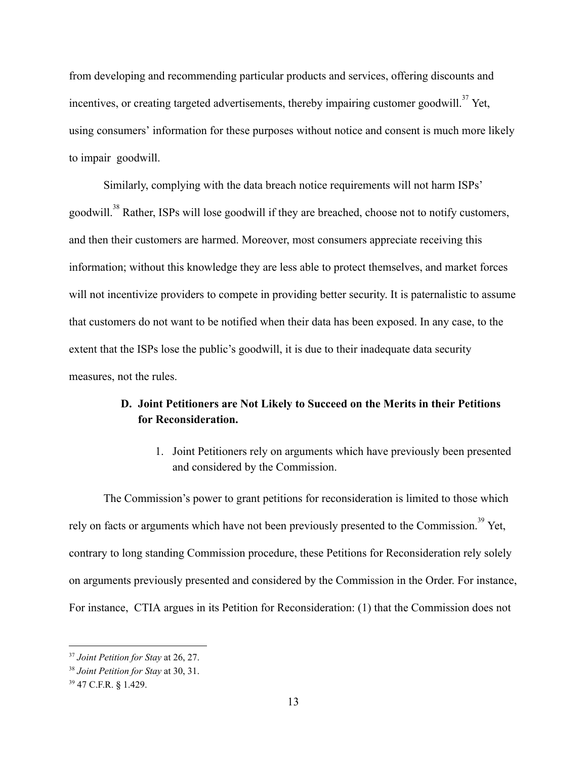from developing and recommending particular products and services, offering discounts and incentives, or creating targeted advertisements, thereby impairing customer goodwill.[37] Yet, using consumers' information for these purposes without notice and consent is much more likely to impair goodwill.

Similarly, complying with the data breach notice requirements will not harm ISPs' goodwill.[38] Rather, ISPs will lose goodwill if they are breached, choose not to notify customers, and then their customers are harmed. Moreover, most consumers appreciate receiving this information; without this knowledge they are less able to protect themselves, and market forces will not incentivize providers to compete in providing better security. It is paternalistic to assume that customers do not want to be notified when their data has been exposed. In any case, to the extent that the ISPs lose the public's goodwill, it is due to their inadequate data security measures, not the rules.

### D. Joint Petitioners are Not Likely to Succeed on the Merits in their Petitions for Reconsideration.

1. Joint Petitioners rely on arguments which have previously been presented and considered by the Commission.

The Commission's power to grant petitions for reconsideration is limited to those which rely on facts or arguments which have not been previously presented to the Commission.[39] Yet, contrary to long standing Commission procedure, these Petitions for Reconsideration rely solely on arguments previously presented and considered by the Commission in the Order. For instance, For instance, CTIA argues in its Petition for Reconsideration: (1) that the Commission does not

---

[37] *Joint Petition for Stay* at 26, 27.

[38] *Joint Petition for Stay* at 30, 31.

[39] 47 C.F.R. § 1.429.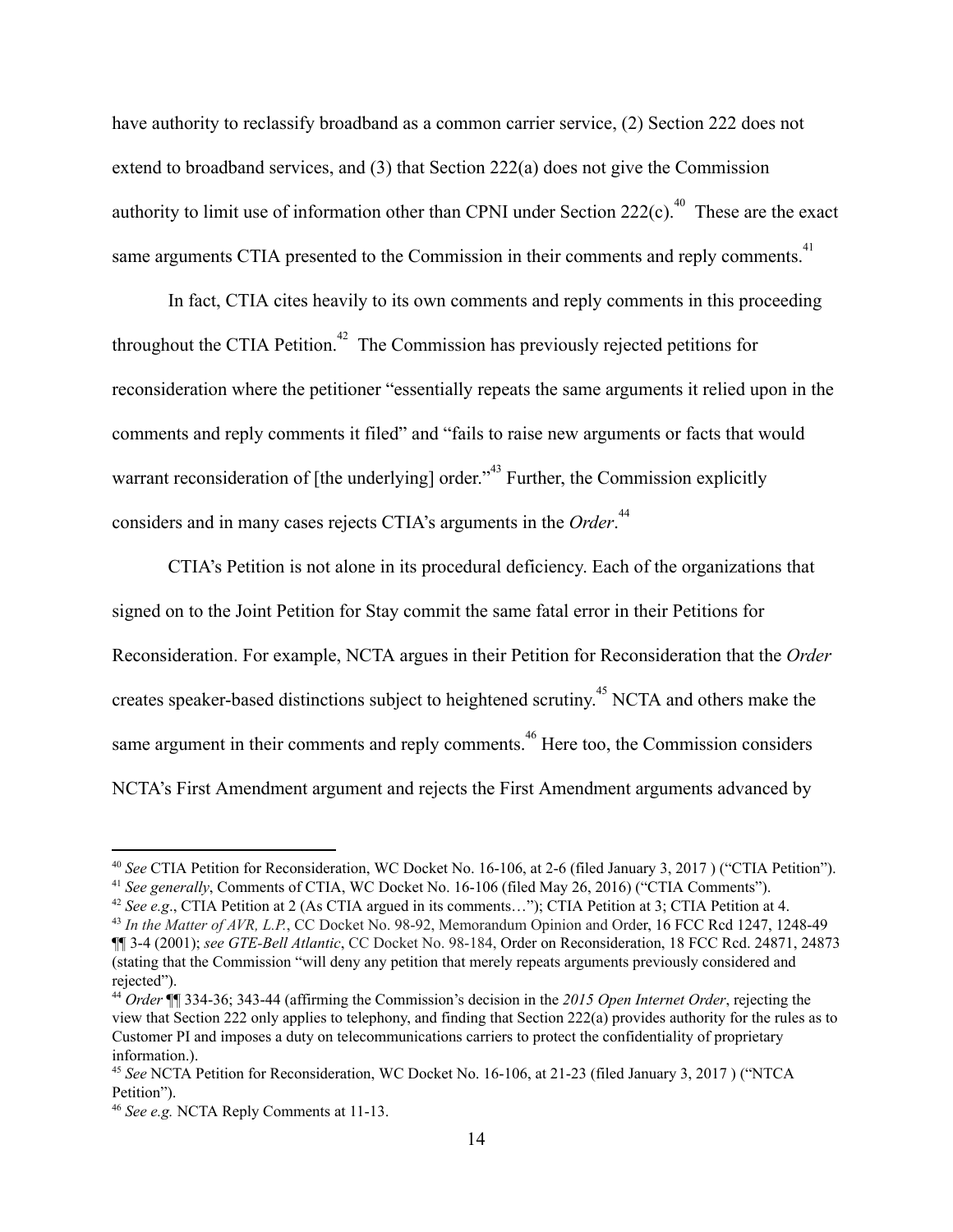have authority to reclassify broadband as a common carrier service, (2) Section 222 does not extend to broadband services, and (3) that Section 222(a) does not give the Commission authority to limit use of information other than CPNI under Section 222(c).[40] These are the exact same arguments CTIA presented to the Commission in their comments and reply comments.[41]

In fact, CTIA cites heavily to its own comments and reply comments in this proceeding throughout the CTIA Petition.[42] The Commission has previously rejected petitions for reconsideration where the petitioner "essentially repeats the same arguments it relied upon in the comments and reply comments it filed" and "fails to raise new arguments or facts that would warrant reconsideration of [the underlying] order."[43] Further, the Commission explicitly considers and in many cases rejects CTIA's arguments in the *Order*.[44]

CTIA's Petition is not alone in its procedural deficiency. Each of the organizations that signed on to the Joint Petition for Stay commit the same fatal error in their Petitions for Reconsideration. For example, NCTA argues in their Petition for Reconsideration that the *Order* creates speaker-based distinctions subject to heightened scrutiny.[45] NCTA and others make the same argument in their comments and reply comments.[46] Here too, the Commission considers NCTA's First Amendment argument and rejects the First Amendment arguments advanced by

---

[40] *See* CTIA Petition for Reconsideration, WC Docket No. 16-106, at 2-6 (filed January 3, 2017 ) ("CTIA Petition").

[41] *See generally*, Comments of CTIA, WC Docket No. 16-106 (filed May 26, 2016) ("CTIA Comments").

[42] *See e.g*., CTIA Petition at 2 (As CTIA argued in its comments…"); CTIA Petition at 3; CTIA Petition at 4.

[43] *In the Matter of AVR, L.P.*, CC Docket No. 98-92, Memorandum Opinion and Order, 16 FCC Rcd 1247, 1248-49 ¶¶ 3-4 (2001); *see GTE-Bell Atlantic*, CC Docket No. 98-184, Order on Reconsideration, 18 FCC Rcd. 24871, 24873 (stating that the Commission "will deny any petition that merely repeats arguments previously considered and rejected").

[44] *Order* ¶¶ 334-36; 343-44 (affirming the Commission's decision in the *2015 Open Internet Order*, rejecting the view that Section 222 only applies to telephony, and finding that Section 222(a) provides authority for the rules as to Customer PI and imposes a duty on telecommunications carriers to protect the confidentiality of proprietary information.).

[45] *See* NCTA Petition for Reconsideration, WC Docket No. 16-106, at 21-23 (filed January 3, 2017 ) ("NTCA Petition").

[46] *See e.g.* NCTA Reply Comments at 11-13.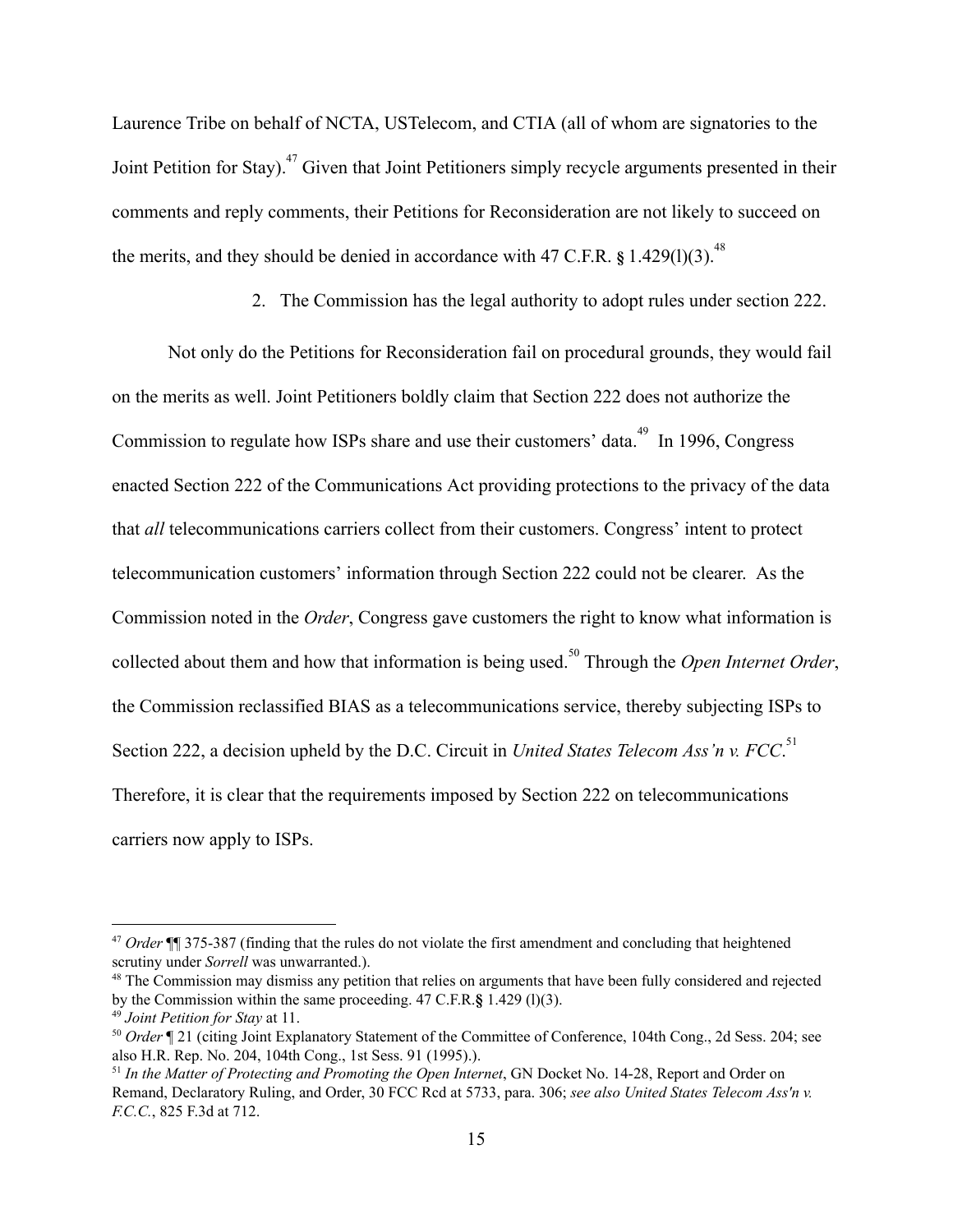Laurence Tribe on behalf of NCTA, USTelecom, and CTIA (all of whom are signatories to the Joint Petition for Stay).[47] Given that Joint Petitioners simply recycle arguments presented in their comments and reply comments, their Petitions for Reconsideration are not likely to succeed on the merits, and they should be denied in accordance with 47 C.F.R. § 1.429(l)(3).[48]

2. The Commission has the legal authority to adopt rules under section 222.

Not only do the Petitions for Reconsideration fail on procedural grounds, they would fail on the merits as well. Joint Petitioners boldly claim that Section 222 does not authorize the Commission to regulate how ISPs share and use their customers' data.[49] In 1996, Congress enacted Section 222 of the Communications Act providing protections to the privacy of the data that *all* telecommunications carriers collect from their customers. Congress' intent to protect telecommunication customers' information through Section 222 could not be clearer. As the Commission noted in the *Order*, Congress gave customers the right to know what information is collected about them and how that information is being used.[50] Through the *Open Internet Order*, the Commission reclassified BIAS as a telecommunications service, thereby subjecting ISPs to Section 222, a decision upheld by the D.C. Circuit in *United States Telecom Ass'n v. FCC*.[51] Therefore, it is clear that the requirements imposed by Section 222 on telecommunications carriers now apply to ISPs.

---

[47] *Order* ¶¶ 375-387 (finding that the rules do not violate the first amendment and concluding that heightened scrutiny under *Sorrell* was unwarranted.).

[48] The Commission may dismiss any petition that relies on arguments that have been fully considered and rejected by the Commission within the same proceeding. 47 C.F.R.§ 1.429 (l)(3).

[49] *Joint Petition for Stay* at 11.

[50] *Order* ¶ 21 (citing Joint Explanatory Statement of the Committee of Conference, 104th Cong., 2d Sess. 204; see also H.R. Rep. No. 204, 104th Cong., 1st Sess. 91 (1995).).

[51] *In the Matter of Protecting and Promoting the Open Internet*, GN Docket No. 14-28, Report and Order on Remand, Declaratory Ruling, and Order, 30 FCC Rcd at 5733, para. 306; *see also United States Telecom Ass'n v. F.C.C.*, 825 F.3d at 712.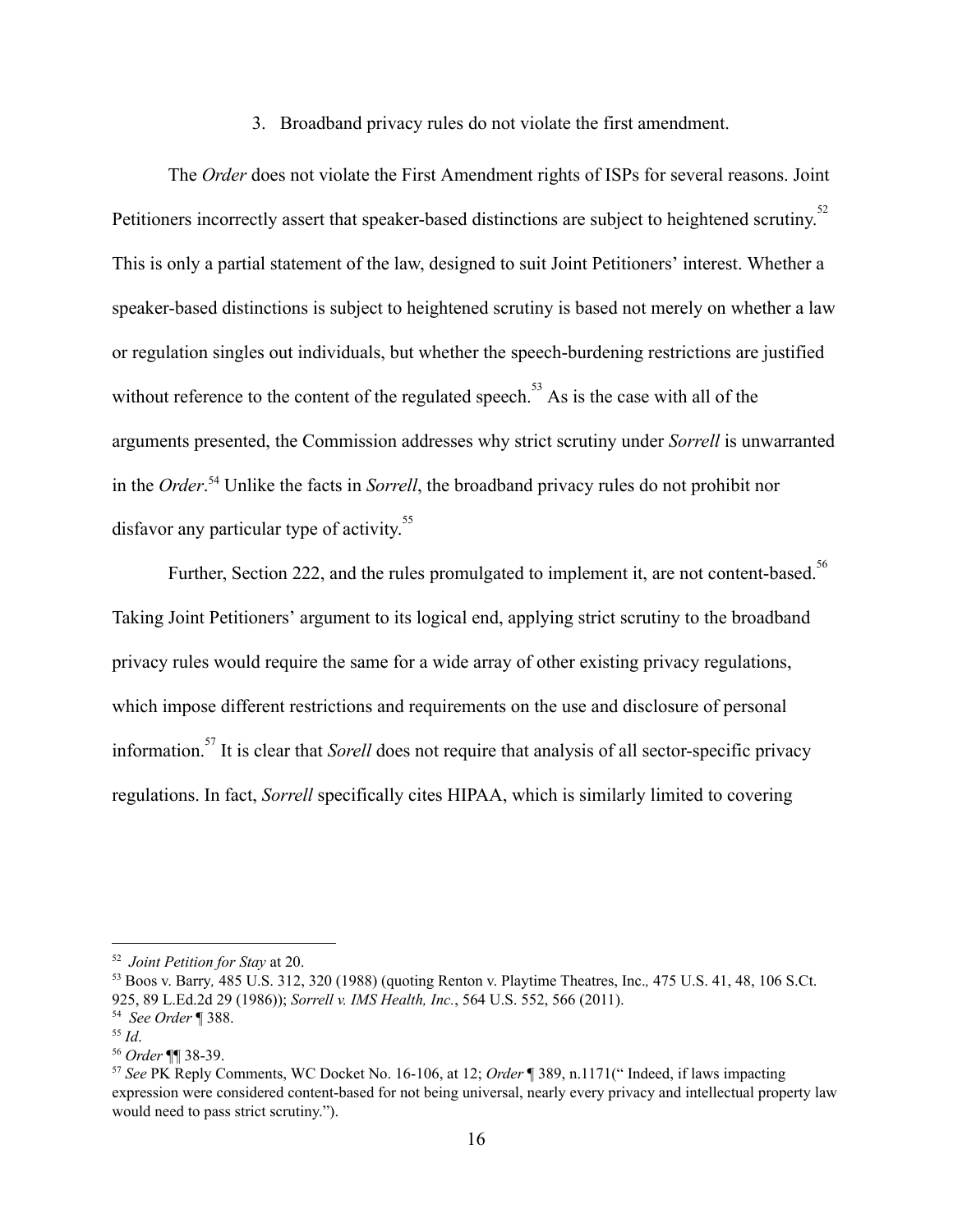### 3. Broadband privacy rules do not violate the first amendment.

The *Order* does not violate the First Amendment rights of ISPs for several reasons. Joint Petitioners incorrectly assert that speaker-based distinctions are subject to heightened scrutiny.[52] This is only a partial statement of the law, designed to suit Joint Petitioners' interest. Whether a speaker-based distinctions is subject to heightened scrutiny is based not merely on whether a law or regulation singles out individuals, but whether the speech-burdening restrictions are justified without reference to the content of the regulated speech.[53] As is the case with all of the arguments presented, the Commission addresses why strict scrutiny under *Sorrell* is unwarranted in the *Order*.[54] Unlike the facts in *Sorrell*, the broadband privacy rules do not prohibit nor disfavor any particular type of activity.[55]

Further, Section 222, and the rules promulgated to implement it, are not content-based.[56] Taking Joint Petitioners' argument to its logical end, applying strict scrutiny to the broadband privacy rules would require the same for a wide array of other existing privacy regulations, which impose different restrictions and requirements on the use and disclosure of personal information.[57] It is clear that *Sorell* does not require that analysis of all sector-specific privacy regulations. In fact, *Sorrell* specifically cites HIPAA, which is similarly limited to covering

---

[52] *Joint Petition for Stay* at 20.

[53] Boos v. Barry, 485 U.S. 312, 320 (1988) (quoting Renton v. Playtime Theatres, Inc., 475 U.S. 41, 48, 106 S.Ct. 925, 89 L.Ed.2d 29 (1986)); *Sorrell v. IMS Health, Inc.*, 564 U.S. 552, 566 (2011).

[54] *See Order* ¶ 388.

[55] *Id*.

[56] *Order* ¶¶ 38-39.

[57] *See* PK Reply Comments, WC Docket No. 16-106, at 12; *Order* ¶ 389, n.1171(" Indeed, if laws impacting expression were considered content-based for not being universal, nearly every privacy and intellectual property law would need to pass strict scrutiny.").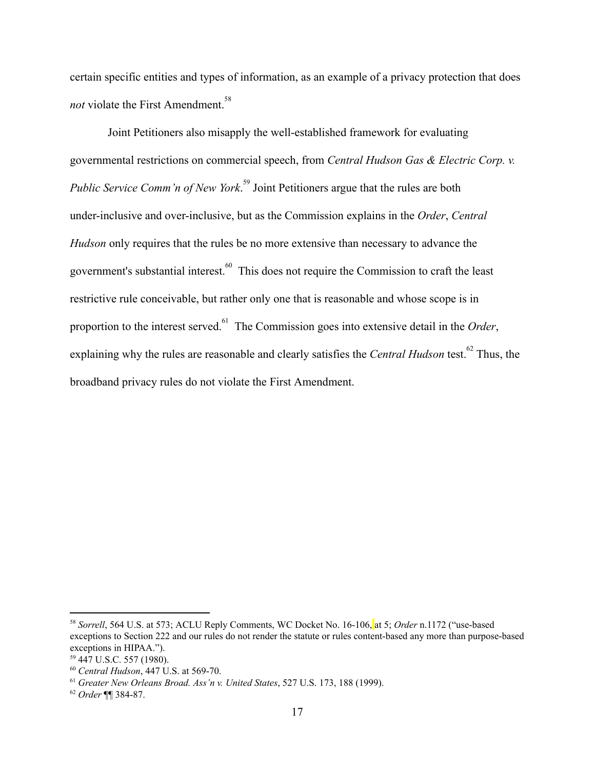certain specific entities and types of information, as an example of a privacy protection that does *not* violate the First Amendment.[58]

Joint Petitioners also misapply the well-established framework for evaluating governmental restrictions on commercial speech, from *Central Hudson Gas & Electric Corp. v. Public Service Comm'n of New York*.[59] Joint Petitioners argue that the rules are both under-inclusive and over-inclusive, but as the Commission explains in the *Order*, *Central Hudson* only requires that the rules be no more extensive than necessary to advance the government's substantial interest.[60] This does not require the Commission to craft the least restrictive rule conceivable, but rather only one that is reasonable and whose scope is in proportion to the interest served.[61] The Commission goes into extensive detail in the *Order*, explaining why the rules are reasonable and clearly satisfies the *Central Hudson* test.[62] Thus, the broadband privacy rules do not violate the First Amendment.

---

[58] *Sorrell*, 564 U.S. at 573; ACLU Reply Comments, WC Docket No. 16-106, at 5; *Order* n.1172 ("use-based exceptions to Section 222 and our rules do not render the statute or rules content-based any more than purpose-based exceptions in HIPAA.").

[59] 447 U.S.C. 557 (1980).

[60] *Central Hudson*, 447 U.S. at 569-70.

[61] *Greater New Orleans Broad. Ass'n v. United States*, 527 U.S. 173, 188 (1999).

[62] *Order* ¶¶ 384-87.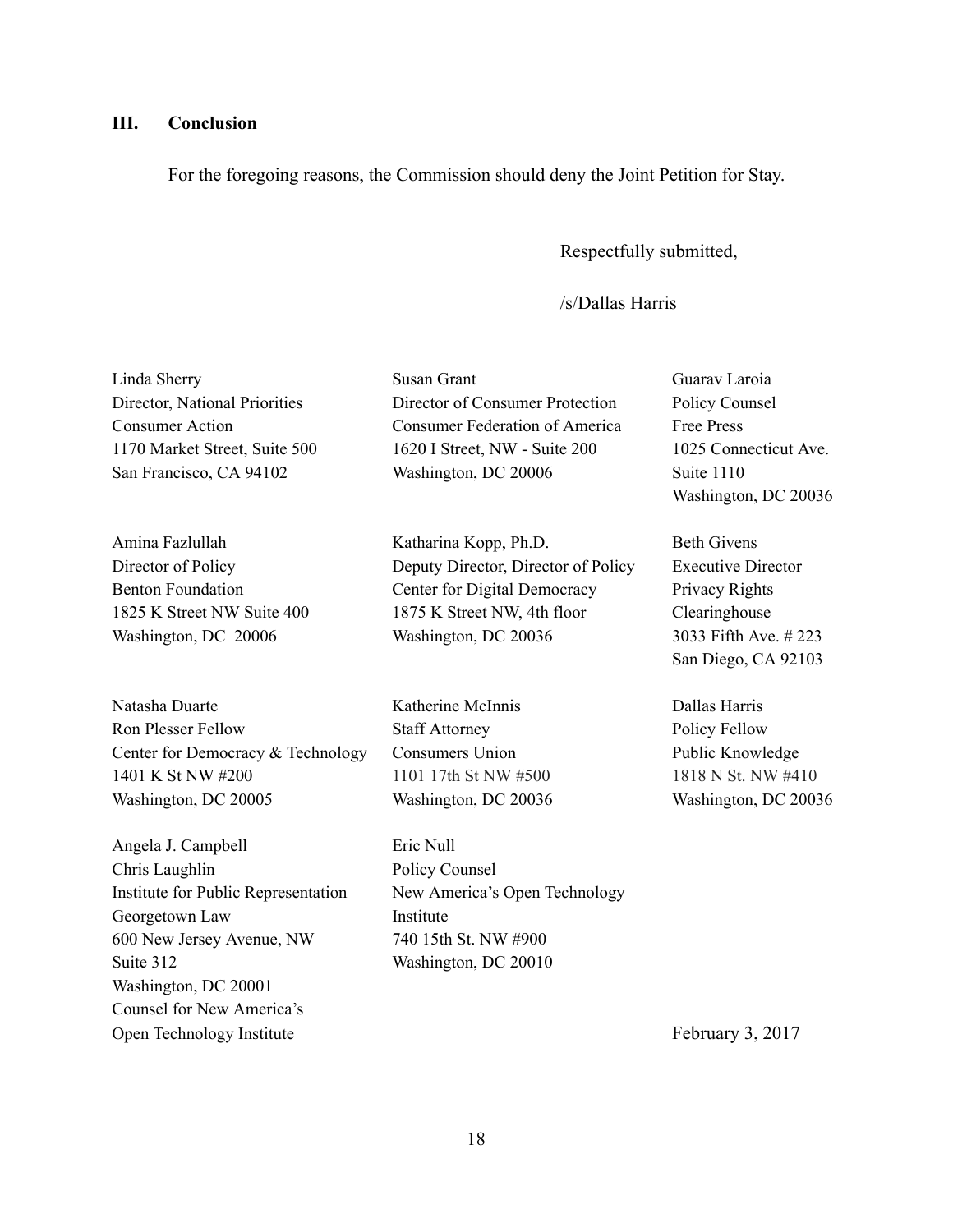## III. Conclusion

For the foregoing reasons, the Commission should deny the Joint Petition for Stay.

Respectfully submitted,

/s/Dallas Harris

Linda Sherry
Director, National Priorities
Consumer Action
1170 Market Street, Suite 500
San Francisco, CA 94102

Susan Grant
Director of Consumer Protection
Consumer Federation of America
1620 I Street, NW - Suite 200
Washington, DC 20006

Guarav Laroia
Policy Counsel
Free Press
1025 Connecticut Ave.
Suite 1110
Washington, DC 20036

Amina Fazlullah
Director of Policy
Benton Foundation
1825 K Street NW Suite 400
Washington, DC 20006

Katharina Kopp, Ph.D.
Deputy Director, Director of Policy
Center for Digital Democracy
1875 K Street NW, 4th floor
Washington, DC 20036

Beth Givens
Executive Director
Privacy Rights
Clearinghouse
3033 Fifth Ave. # 223
San Diego, CA 92103

Natasha Duarte
Ron Plesser Fellow
Center for Democracy & Technology
1401 K St NW #200
Washington, DC 20005

Katherine McInnis
Staff Attorney
Consumers Union
1101 17th St NW #500
Washington, DC 20036

Dallas Harris
Policy Fellow
Public Knowledge
1818 N St. NW #410
Washington, DC 20036

Angela J. Campbell
Chris Laughlin
Institute for Public Representation
Georgetown Law
600 New Jersey Avenue, NW
Suite 312
Washington, DC 20001
Counsel for New America's
Open Technology Institute

Eric Null
Policy Counsel
New America's Open Technology
Institute
740 15th St. NW #900
Washington, DC 20010

February 3, 2017